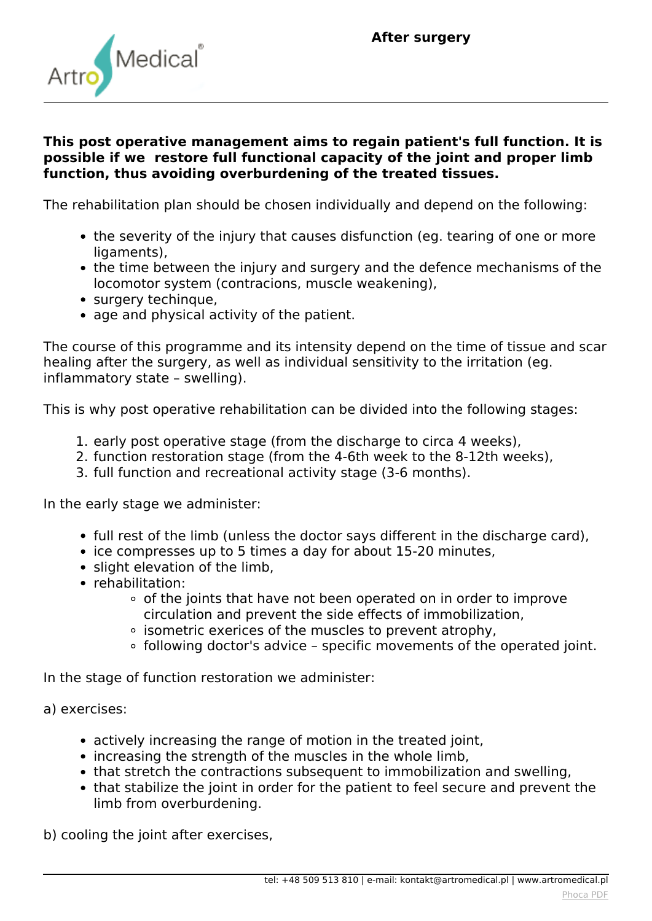# After surgery

**This post operative management aims to regain patient's full function. It is possible if we restore full functional capacity of the joint and proper limb function, thus avoiding overburdening of the treated tissues.**

The rehabilitation plan should be chosen individually and depend on the following:

- the severity of the injury that causes disfunction (eg. tearing of one or more ligaments),
- the time between the injury and surgery and the defence mechanisms of the locomotor system (contracions, muscle weakening),
- surgery techinque,
- age and physical activity of the patient.

The course of this programme and its intensity depend on the time of tissue and scar healing after the surgery, as well as individual sensitivity to the irritation (eg. inflammatory state – swelling).

This is why post operative rehabilitation can be divided into the following stages:

1. early post operative stage (from the discharge to circa 4 weeks),
2. function restoration stage (from the 4-6th week to the 8-12th weeks),
3. full function and recreational activity stage (3-6 months).

In the early stage we administer:

- full rest of the limb (unless the doctor says different in the discharge card),
- ice compresses up to 5 times a day for about 15-20 minutes,
- slight elevation of the limb,
- rehabilitation:
  - of the joints that have not been operated on in order to improve circulation and prevent the side effects of immobilization,
  - isometric exerices of the muscles to prevent atrophy,
  - following doctor's advice – specific movements of the operated joint.

In the stage of function restoration we administer:

a) exercises:

- actively increasing the range of motion in the treated joint,
- increasing the strength of the muscles in the whole limb,
- that stretch the contractions subsequent to immobilization and swelling,
- that stabilize the joint in order for the patient to feel secure and prevent the limb from overburdening.

b) cooling the joint after exercises,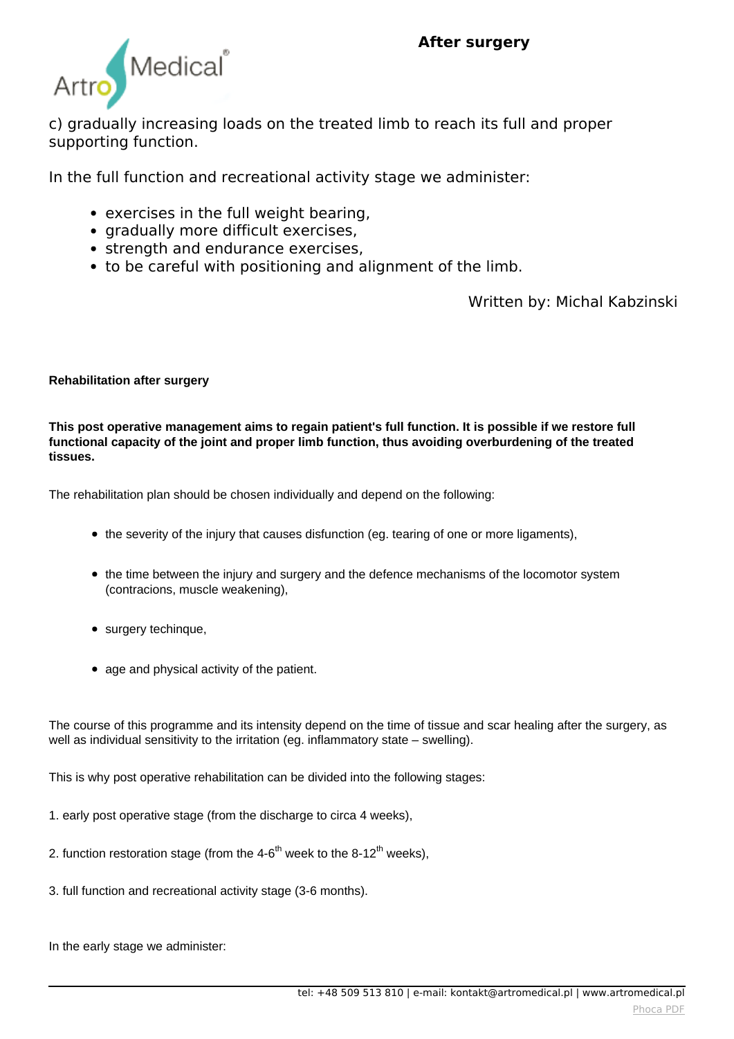c) gradually increasing loads on the treated limb to reach its full and proper supporting function.

In the full function and recreational activity stage we administer:

- exercises in the full weight bearing,
- gradually more difficult exercises,
- strength and endurance exercises,
- to be careful with positioning and alignment of the limb.

Written by: Michal Kabzinski

**Rehabilitation after surgery**

**This post operative management aims to regain patient's full function. It is possible if we restore full functional capacity of the joint and proper limb function, thus avoiding overburdening of the treated tissues.**

The rehabilitation plan should be chosen individually and depend on the following:

- the severity of the injury that causes disfunction (eg. tearing of one or more ligaments),
- the time between the injury and surgery and the defence mechanisms of the locomotor system (contracions, muscle weakening),
- surgery techinque,
- age and physical activity of the patient.

The course of this programme and its intensity depend on the time of tissue and scar healing after the surgery, as well as individual sensitivity to the irritation (eg. inflammatory state – swelling).

This is why post operative rehabilitation can be divided into the following stages:

1. early post operative stage (from the discharge to circa 4 weeks),

2. function restoration stage (from the 4-6th week to the 8-12th weeks),

3. full function and recreational activity stage (3-6 months).

In the early stage we administer: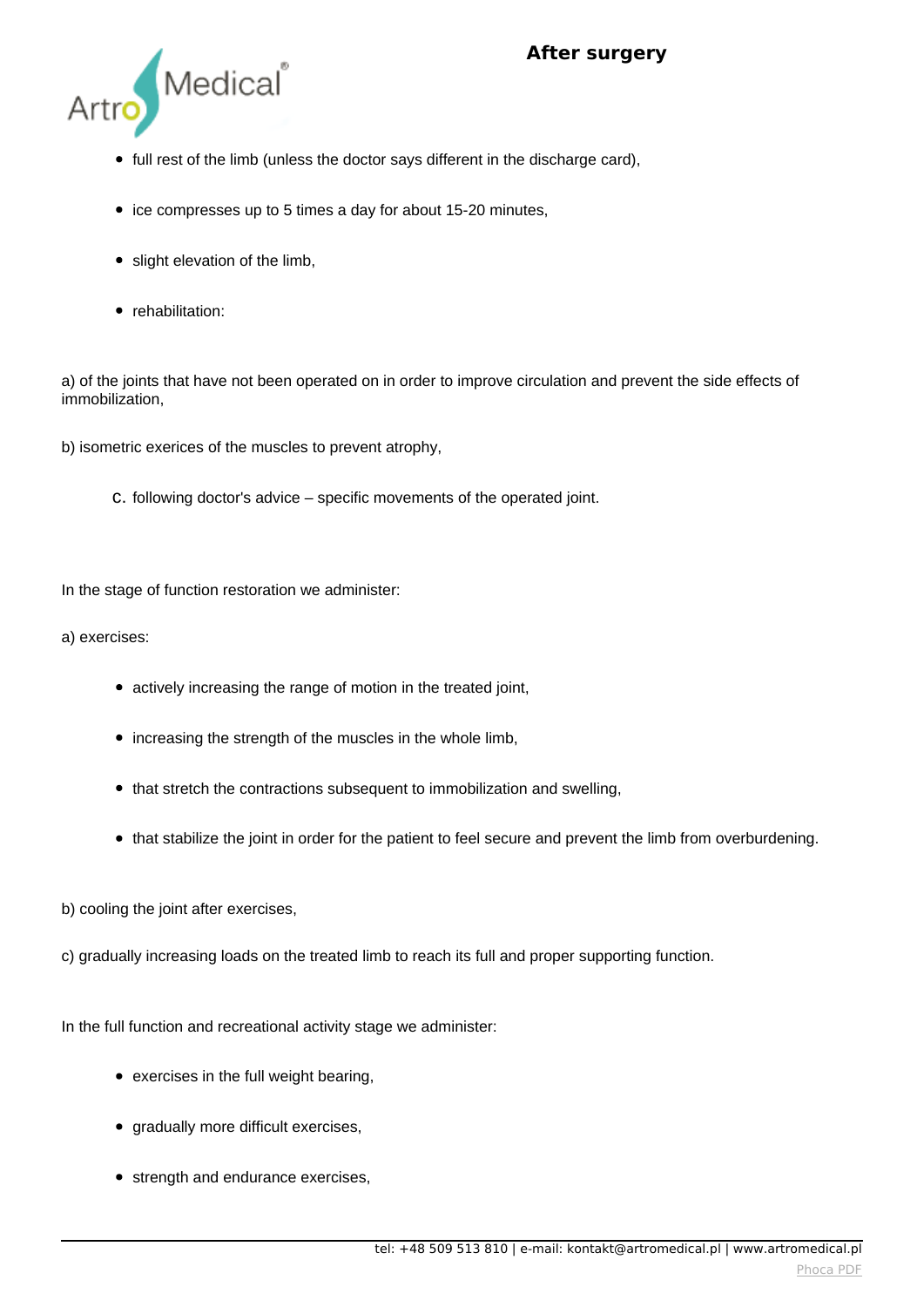- full rest of the limb (unless the doctor says different in the discharge card),
- ice compresses up to 5 times a day for about 15-20 minutes,
- slight elevation of the limb,
- rehabilitation:

a) of the joints that have not been operated on in order to improve circulation and prevent the side effects of immobilization,

b) isometric exerices of the muscles to prevent atrophy,

c. following doctor's advice – specific movements of the operated joint.

In the stage of function restoration we administer:

a) exercises:

- actively increasing the range of motion in the treated joint,
- increasing the strength of the muscles in the whole limb,
- that stretch the contractions subsequent to immobilization and swelling,
- that stabilize the joint in order for the patient to feel secure and prevent the limb from overburdening.

b) cooling the joint after exercises,

c) gradually increasing loads on the treated limb to reach its full and proper supporting function.

In the full function and recreational activity stage we administer:

- exercises in the full weight bearing,
- gradually more difficult exercises,
- strength and endurance exercises,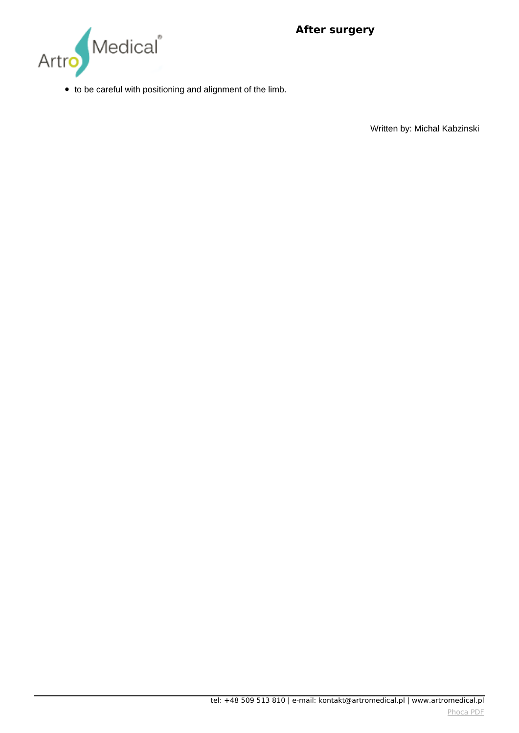- to be careful with positioning and alignment of the limb.

Written by: Michal Kabzinski